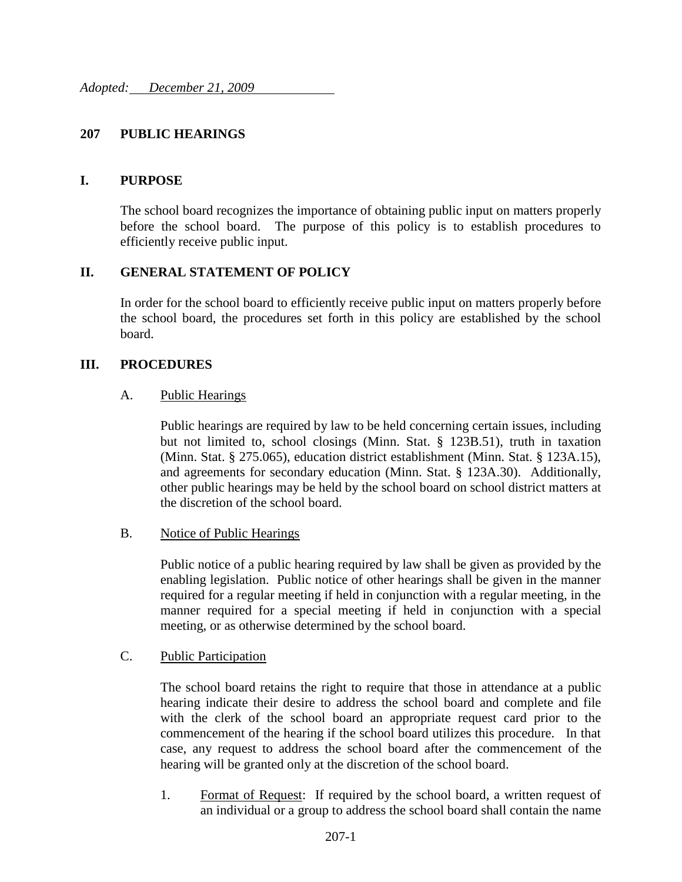*Adopted: December 21, 2009*

# 207 PUBLIC HEARINGS

## I. PURPOSE

The school board recognizes the importance of obtaining public input on matters properly before the school board. The purpose of this policy is to establish procedures to efficiently receive public input.

## II. GENERAL STATEMENT OF POLICY

In order for the school board to efficiently receive public input on matters properly before the school board, the procedures set forth in this policy are established by the school board.

## III. PROCEDURES

### A. Public Hearings

Public hearings are required by law to be held concerning certain issues, including but not limited to, school closings (Minn. Stat. § 123B.51), truth in taxation (Minn. Stat. § 275.065), education district establishment (Minn. Stat. § 123A.15), and agreements for secondary education (Minn. Stat. § 123A.30). Additionally, other public hearings may be held by the school board on school district matters at the discretion of the school board.

### B. Notice of Public Hearings

Public notice of a public hearing required by law shall be given as provided by the enabling legislation. Public notice of other hearings shall be given in the manner required for a regular meeting if held in conjunction with a regular meeting, in the manner required for a special meeting if held in conjunction with a special meeting, or as otherwise determined by the school board.

### C. Public Participation

The school board retains the right to require that those in attendance at a public hearing indicate their desire to address the school board and complete and file with the clerk of the school board an appropriate request card prior to the commencement of the hearing if the school board utilizes this procedure. In that case, any request to address the school board after the commencement of the hearing will be granted only at the discretion of the school board.

1. Format of Request: If required by the school board, a written request of an individual or a group to address the school board shall contain the name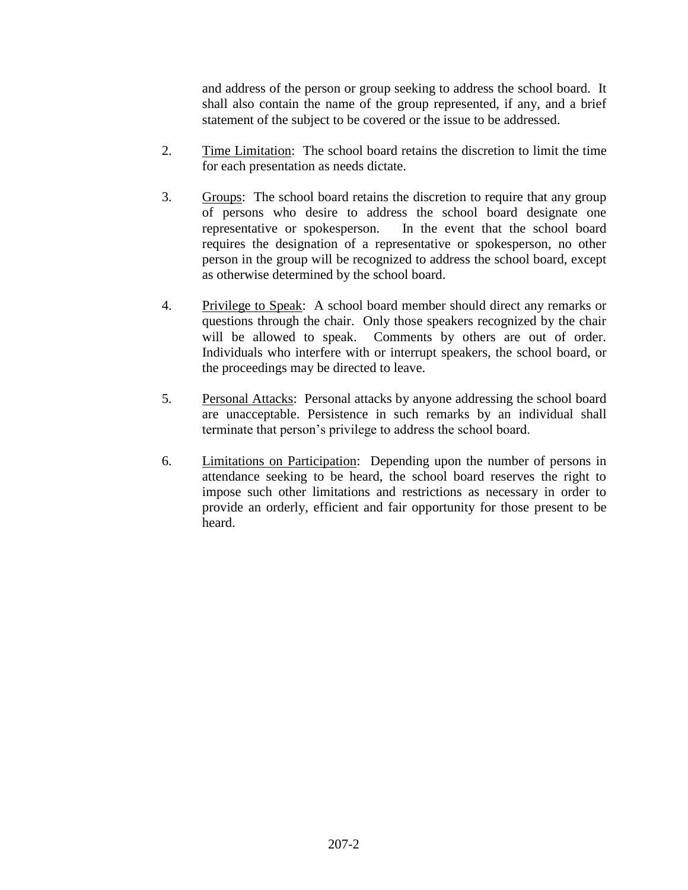and address of the person or group seeking to address the school board. It shall also contain the name of the group represented, if any, and a brief statement of the subject to be covered or the issue to be addressed.

2. <u>Time Limitation</u>: The school board retains the discretion to limit the time for each presentation as needs dictate.

3. <u>Groups</u>: The school board retains the discretion to require that any group of persons who desire to address the school board designate one representative or spokesperson. In the event that the school board requires the designation of a representative or spokesperson, no other person in the group will be recognized to address the school board, except as otherwise determined by the school board.

4. <u>Privilege to Speak</u>: A school board member should direct any remarks or questions through the chair. Only those speakers recognized by the chair will be allowed to speak. Comments by others are out of order. Individuals who interfere with or interrupt speakers, the school board, or the proceedings may be directed to leave.

5. <u>Personal Attacks</u>: Personal attacks by anyone addressing the school board are unacceptable. Persistence in such remarks by an individual shall terminate that person's privilege to address the school board.

6. <u>Limitations on Participation</u>: Depending upon the number of persons in attendance seeking to be heard, the school board reserves the right to impose such other limitations and restrictions as necessary in order to provide an orderly, efficient and fair opportunity for those present to be heard.